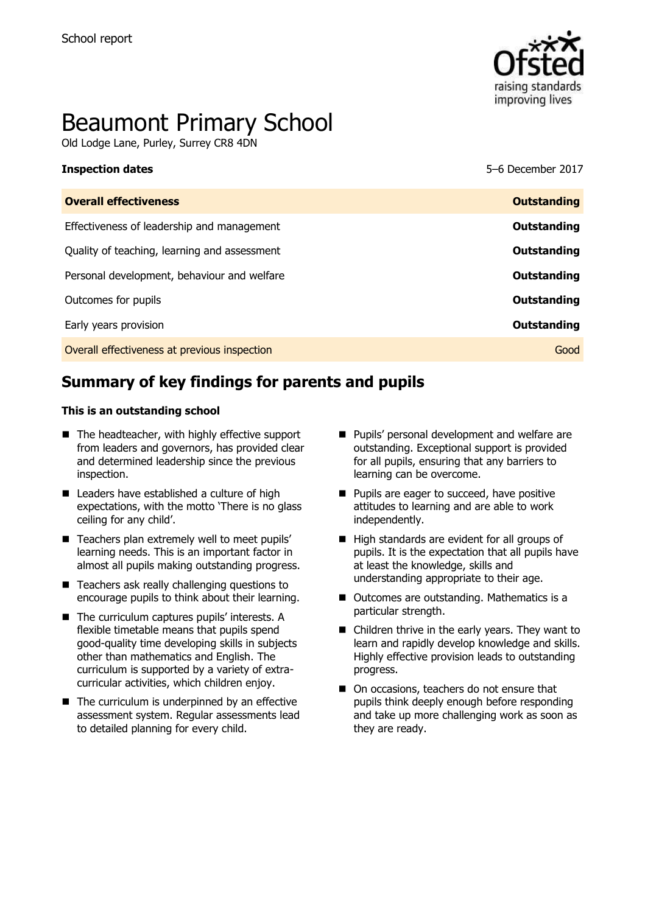School report

# Beaumont Primary School

Old Lodge Lane, Purley, Surrey CR8 4DN

**Inspection dates** 5–6 December 2017

| **Overall effectiveness** | **Outstanding** |
|---|---|
| Effectiveness of leadership and management | **Outstanding** |
| Quality of teaching, learning and assessment | **Outstanding** |
| Personal development, behaviour and welfare | **Outstanding** |
| Outcomes for pupils | **Outstanding** |
| Early years provision | **Outstanding** |
| Overall effectiveness at previous inspection | Good |

## Summary of key findings for parents and pupils

**This is an outstanding school**

- The headteacher, with highly effective support from leaders and governors, has provided clear and determined leadership since the previous inspection.
- Leaders have established a culture of high expectations, with the motto 'There is no glass ceiling for any child'.
- Teachers plan extremely well to meet pupils' learning needs. This is an important factor in almost all pupils making outstanding progress.
- Teachers ask really challenging questions to encourage pupils to think about their learning.
- The curriculum captures pupils' interests. A flexible timetable means that pupils spend good-quality time developing skills in subjects other than mathematics and English. The curriculum is supported by a variety of extra-curricular activities, which children enjoy.
- The curriculum is underpinned by an effective assessment system. Regular assessments lead to detailed planning for every child.
- Pupils' personal development and welfare are outstanding. Exceptional support is provided for all pupils, ensuring that any barriers to learning can be overcome.
- Pupils are eager to succeed, have positive attitudes to learning and are able to work independently.
- High standards are evident for all groups of pupils. It is the expectation that all pupils have at least the knowledge, skills and understanding appropriate to their age.
- Outcomes are outstanding. Mathematics is a particular strength.
- Children thrive in the early years. They want to learn and rapidly develop knowledge and skills. Highly effective provision leads to outstanding progress.
- On occasions, teachers do not ensure that pupils think deeply enough before responding and take up more challenging work as soon as they are ready.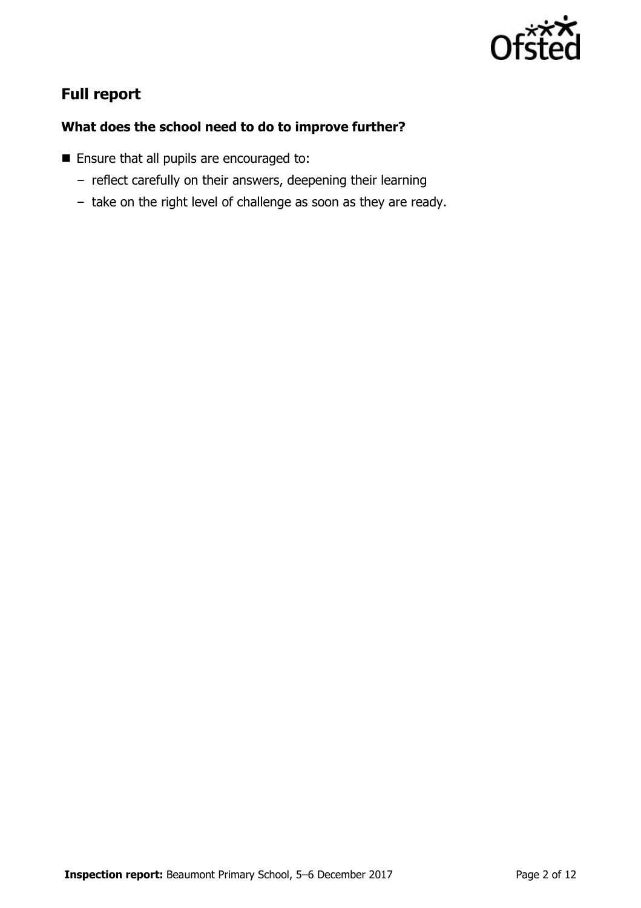## Full report

### What does the school need to do to improve further?

- Ensure that all pupils are encouraged to:
  - reflect carefully on their answers, deepening their learning
  - take on the right level of challenge as soon as they are ready.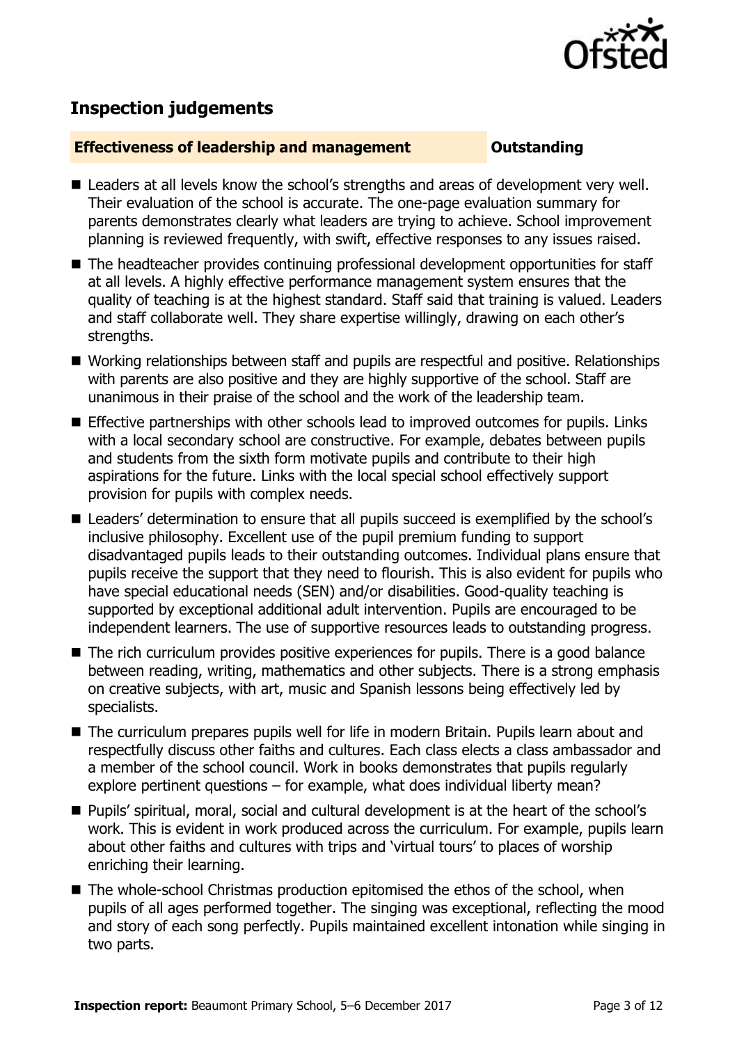## Inspection judgements

### Effectiveness of leadership and management — Outstanding

- Leaders at all levels know the school's strengths and areas of development very well. Their evaluation of the school is accurate. The one-page evaluation summary for parents demonstrates clearly what leaders are trying to achieve. School improvement planning is reviewed frequently, with swift, effective responses to any issues raised.
- The headteacher provides continuing professional development opportunities for staff at all levels. A highly effective performance management system ensures that the quality of teaching is at the highest standard. Staff said that training is valued. Leaders and staff collaborate well. They share expertise willingly, drawing on each other's strengths.
- Working relationships between staff and pupils are respectful and positive. Relationships with parents are also positive and they are highly supportive of the school. Staff are unanimous in their praise of the school and the work of the leadership team.
- Effective partnerships with other schools lead to improved outcomes for pupils. Links with a local secondary school are constructive. For example, debates between pupils and students from the sixth form motivate pupils and contribute to their high aspirations for the future. Links with the local special school effectively support provision for pupils with complex needs.
- Leaders' determination to ensure that all pupils succeed is exemplified by the school's inclusive philosophy. Excellent use of the pupil premium funding to support disadvantaged pupils leads to their outstanding outcomes. Individual plans ensure that pupils receive the support that they need to flourish. This is also evident for pupils who have special educational needs (SEN) and/or disabilities. Good-quality teaching is supported by exceptional additional adult intervention. Pupils are encouraged to be independent learners. The use of supportive resources leads to outstanding progress.
- The rich curriculum provides positive experiences for pupils. There is a good balance between reading, writing, mathematics and other subjects. There is a strong emphasis on creative subjects, with art, music and Spanish lessons being effectively led by specialists.
- The curriculum prepares pupils well for life in modern Britain. Pupils learn about and respectfully discuss other faiths and cultures. Each class elects a class ambassador and a member of the school council. Work in books demonstrates that pupils regularly explore pertinent questions – for example, what does individual liberty mean?
- Pupils' spiritual, moral, social and cultural development is at the heart of the school's work. This is evident in work produced across the curriculum. For example, pupils learn about other faiths and cultures with trips and 'virtual tours' to places of worship enriching their learning.
- The whole-school Christmas production epitomised the ethos of the school, when pupils of all ages performed together. The singing was exceptional, reflecting the mood and story of each song perfectly. Pupils maintained excellent intonation while singing in two parts.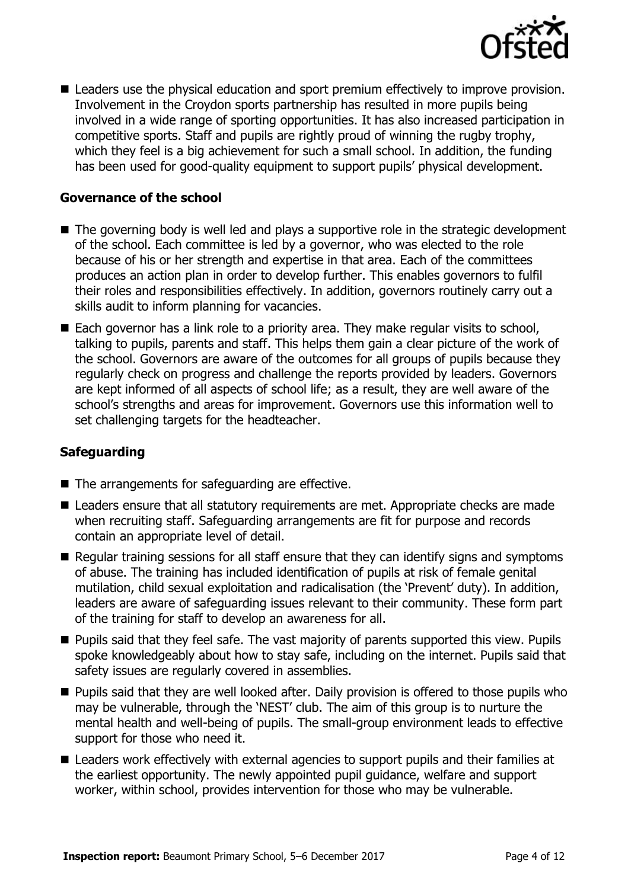- Leaders use the physical education and sport premium effectively to improve provision. Involvement in the Croydon sports partnership has resulted in more pupils being involved in a wide range of sporting opportunities. It has also increased participation in competitive sports. Staff and pupils are rightly proud of winning the rugby trophy, which they feel is a big achievement for such a small school. In addition, the funding has been used for good-quality equipment to support pupils' physical development.

### Governance of the school

- The governing body is well led and plays a supportive role in the strategic development of the school. Each committee is led by a governor, who was elected to the role because of his or her strength and expertise in that area. Each of the committees produces an action plan in order to develop further. This enables governors to fulfil their roles and responsibilities effectively. In addition, governors routinely carry out a skills audit to inform planning for vacancies.
- Each governor has a link role to a priority area. They make regular visits to school, talking to pupils, parents and staff. This helps them gain a clear picture of the work of the school. Governors are aware of the outcomes for all groups of pupils because they regularly check on progress and challenge the reports provided by leaders. Governors are kept informed of all aspects of school life; as a result, they are well aware of the school's strengths and areas for improvement. Governors use this information well to set challenging targets for the headteacher.

### Safeguarding

- The arrangements for safeguarding are effective.
- Leaders ensure that all statutory requirements are met. Appropriate checks are made when recruiting staff. Safeguarding arrangements are fit for purpose and records contain an appropriate level of detail.
- Regular training sessions for all staff ensure that they can identify signs and symptoms of abuse. The training has included identification of pupils at risk of female genital mutilation, child sexual exploitation and radicalisation (the 'Prevent' duty). In addition, leaders are aware of safeguarding issues relevant to their community. These form part of the training for staff to develop an awareness for all.
- Pupils said that they feel safe. The vast majority of parents supported this view. Pupils spoke knowledgeably about how to stay safe, including on the internet. Pupils said that safety issues are regularly covered in assemblies.
- Pupils said that they are well looked after. Daily provision is offered to those pupils who may be vulnerable, through the 'NEST' club. The aim of this group is to nurture the mental health and well-being of pupils. The small-group environment leads to effective support for those who need it.
- Leaders work effectively with external agencies to support pupils and their families at the earliest opportunity. The newly appointed pupil guidance, welfare and support worker, within school, provides intervention for those who may be vulnerable.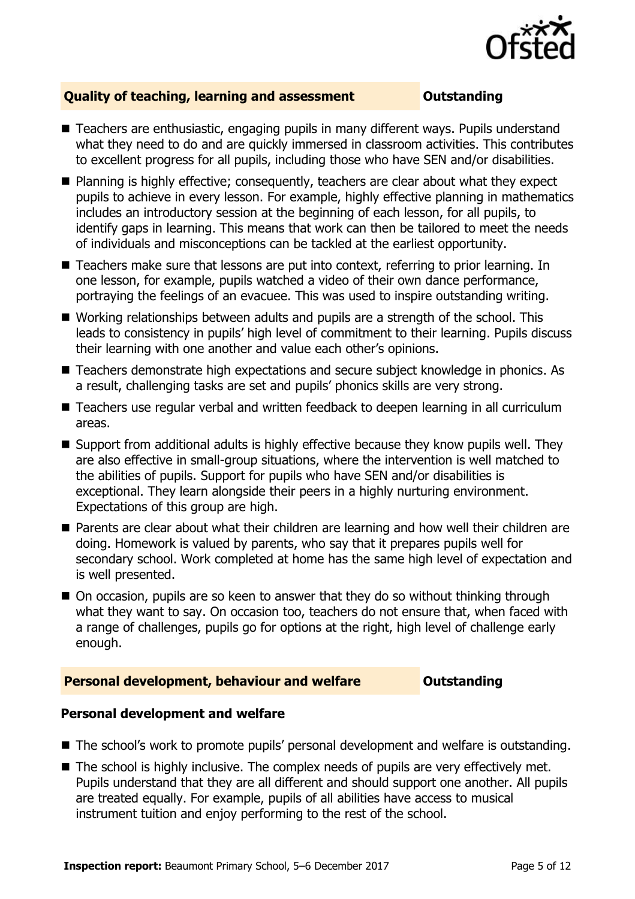## Quality of teaching, learning and assessment — Outstanding

- Teachers are enthusiastic, engaging pupils in many different ways. Pupils understand what they need to do and are quickly immersed in classroom activities. This contributes to excellent progress for all pupils, including those who have SEN and/or disabilities.
- Planning is highly effective; consequently, teachers are clear about what they expect pupils to achieve in every lesson. For example, highly effective planning in mathematics includes an introductory session at the beginning of each lesson, for all pupils, to identify gaps in learning. This means that work can then be tailored to meet the needs of individuals and misconceptions can be tackled at the earliest opportunity.
- Teachers make sure that lessons are put into context, referring to prior learning. In one lesson, for example, pupils watched a video of their own dance performance, portraying the feelings of an evacuee. This was used to inspire outstanding writing.
- Working relationships between adults and pupils are a strength of the school. This leads to consistency in pupils' high level of commitment to their learning. Pupils discuss their learning with one another and value each other's opinions.
- Teachers demonstrate high expectations and secure subject knowledge in phonics. As a result, challenging tasks are set and pupils' phonics skills are very strong.
- Teachers use regular verbal and written feedback to deepen learning in all curriculum areas.
- Support from additional adults is highly effective because they know pupils well. They are also effective in small-group situations, where the intervention is well matched to the abilities of pupils. Support for pupils who have SEN and/or disabilities is exceptional. They learn alongside their peers in a highly nurturing environment. Expectations of this group are high.
- Parents are clear about what their children are learning and how well their children are doing. Homework is valued by parents, who say that it prepares pupils well for secondary school. Work completed at home has the same high level of expectation and is well presented.
- On occasion, pupils are so keen to answer that they do so without thinking through what they want to say. On occasion too, teachers do not ensure that, when faced with a range of challenges, pupils go for options at the right, high level of challenge early enough.

## Personal development, behaviour and welfare — Outstanding

### Personal development and welfare

- The school's work to promote pupils' personal development and welfare is outstanding.
- The school is highly inclusive. The complex needs of pupils are very effectively met. Pupils understand that they are all different and should support one another. All pupils are treated equally. For example, pupils of all abilities have access to musical instrument tuition and enjoy performing to the rest of the school.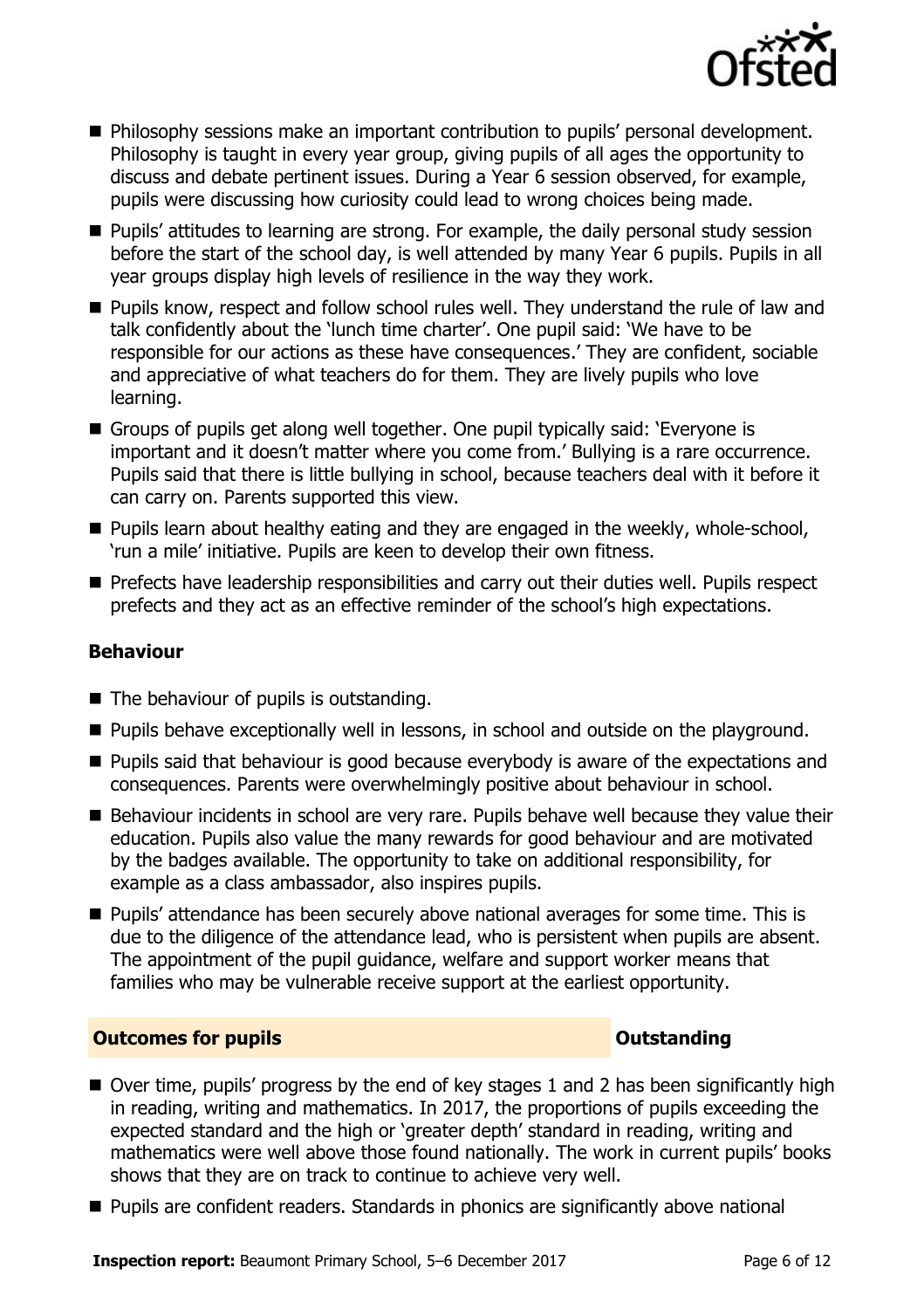- Philosophy sessions make an important contribution to pupils' personal development. Philosophy is taught in every year group, giving pupils of all ages the opportunity to discuss and debate pertinent issues. During a Year 6 session observed, for example, pupils were discussing how curiosity could lead to wrong choices being made.
- Pupils' attitudes to learning are strong. For example, the daily personal study session before the start of the school day, is well attended by many Year 6 pupils. Pupils in all year groups display high levels of resilience in the way they work.
- Pupils know, respect and follow school rules well. They understand the rule of law and talk confidently about the 'lunch time charter'. One pupil said: 'We have to be responsible for our actions as these have consequences.' They are confident, sociable and appreciative of what teachers do for them. They are lively pupils who love learning.
- Groups of pupils get along well together. One pupil typically said: 'Everyone is important and it doesn't matter where you come from.' Bullying is a rare occurrence. Pupils said that there is little bullying in school, because teachers deal with it before it can carry on. Parents supported this view.
- Pupils learn about healthy eating and they are engaged in the weekly, whole-school, 'run a mile' initiative. Pupils are keen to develop their own fitness.
- Prefects have leadership responsibilities and carry out their duties well. Pupils respect prefects and they act as an effective reminder of the school's high expectations.

### Behaviour

- The behaviour of pupils is outstanding.
- Pupils behave exceptionally well in lessons, in school and outside on the playground.
- Pupils said that behaviour is good because everybody is aware of the expectations and consequences. Parents were overwhelmingly positive about behaviour in school.
- Behaviour incidents in school are very rare. Pupils behave well because they value their education. Pupils also value the many rewards for good behaviour and are motivated by the badges available. The opportunity to take on additional responsibility, for example as a class ambassador, also inspires pupils.
- Pupils' attendance has been securely above national averages for some time. This is due to the diligence of the attendance lead, who is persistent when pupils are absent. The appointment of the pupil guidance, welfare and support worker means that families who may be vulnerable receive support at the earliest opportunity.

## Outcomes for pupils — Outstanding

- Over time, pupils' progress by the end of key stages 1 and 2 has been significantly high in reading, writing and mathematics. In 2017, the proportions of pupils exceeding the expected standard and the high or 'greater depth' standard in reading, writing and mathematics were well above those found nationally. The work in current pupils' books shows that they are on track to continue to achieve very well.
- Pupils are confident readers. Standards in phonics are significantly above national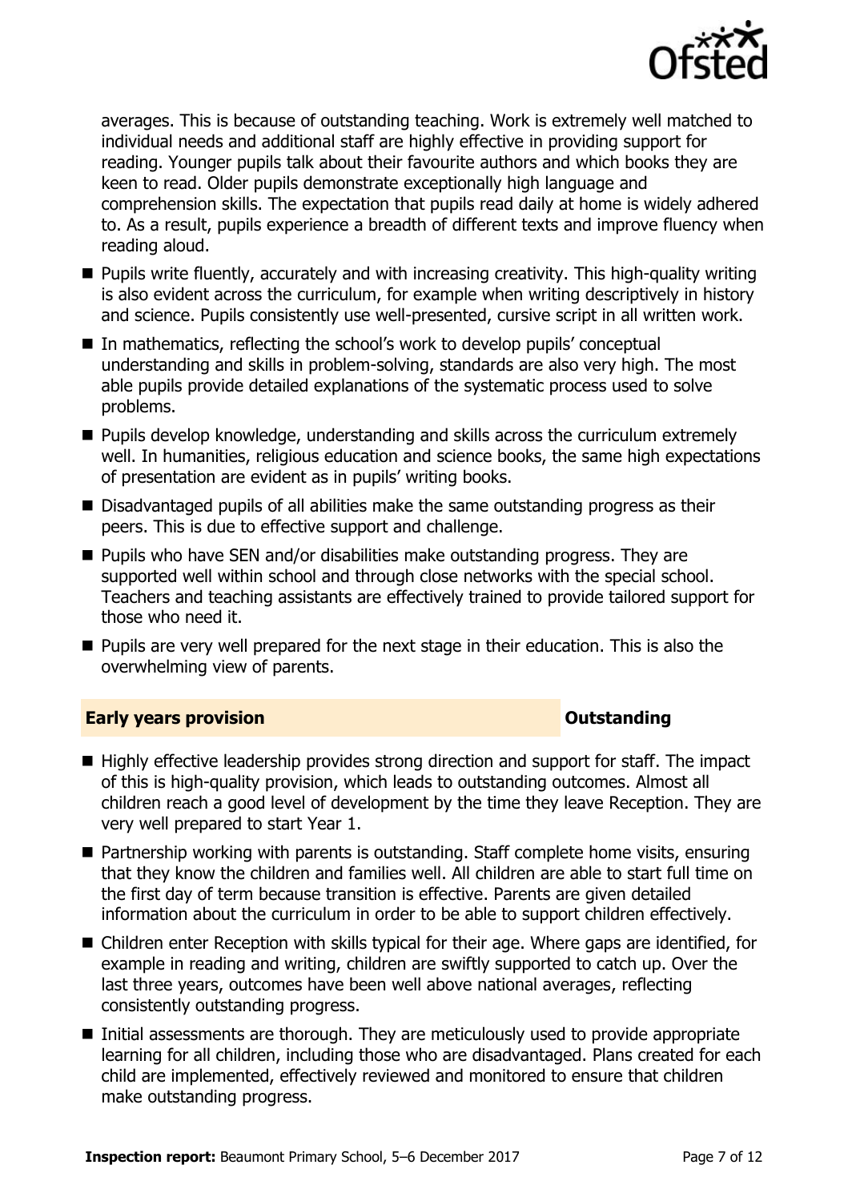averages. This is because of outstanding teaching. Work is extremely well matched to individual needs and additional staff are highly effective in providing support for reading. Younger pupils talk about their favourite authors and which books they are keen to read. Older pupils demonstrate exceptionally high language and comprehension skills. The expectation that pupils read daily at home is widely adhered to. As a result, pupils experience a breadth of different texts and improve fluency when reading aloud.

- Pupils write fluently, accurately and with increasing creativity. This high-quality writing is also evident across the curriculum, for example when writing descriptively in history and science. Pupils consistently use well-presented, cursive script in all written work.
- In mathematics, reflecting the school's work to develop pupils' conceptual understanding and skills in problem-solving, standards are also very high. The most able pupils provide detailed explanations of the systematic process used to solve problems.
- Pupils develop knowledge, understanding and skills across the curriculum extremely well. In humanities, religious education and science books, the same high expectations of presentation are evident as in pupils' writing books.
- Disadvantaged pupils of all abilities make the same outstanding progress as their peers. This is due to effective support and challenge.
- Pupils who have SEN and/or disabilities make outstanding progress. They are supported well within school and through close networks with the special school. Teachers and teaching assistants are effectively trained to provide tailored support for those who need it.
- Pupils are very well prepared for the next stage in their education. This is also the overwhelming view of parents.

## Early years provision — Outstanding

- Highly effective leadership provides strong direction and support for staff. The impact of this is high-quality provision, which leads to outstanding outcomes. Almost all children reach a good level of development by the time they leave Reception. They are very well prepared to start Year 1.
- Partnership working with parents is outstanding. Staff complete home visits, ensuring that they know the children and families well. All children are able to start full time on the first day of term because transition is effective. Parents are given detailed information about the curriculum in order to be able to support children effectively.
- Children enter Reception with skills typical for their age. Where gaps are identified, for example in reading and writing, children are swiftly supported to catch up. Over the last three years, outcomes have been well above national averages, reflecting consistently outstanding progress.
- Initial assessments are thorough. They are meticulously used to provide appropriate learning for all children, including those who are disadvantaged. Plans created for each child are implemented, effectively reviewed and monitored to ensure that children make outstanding progress.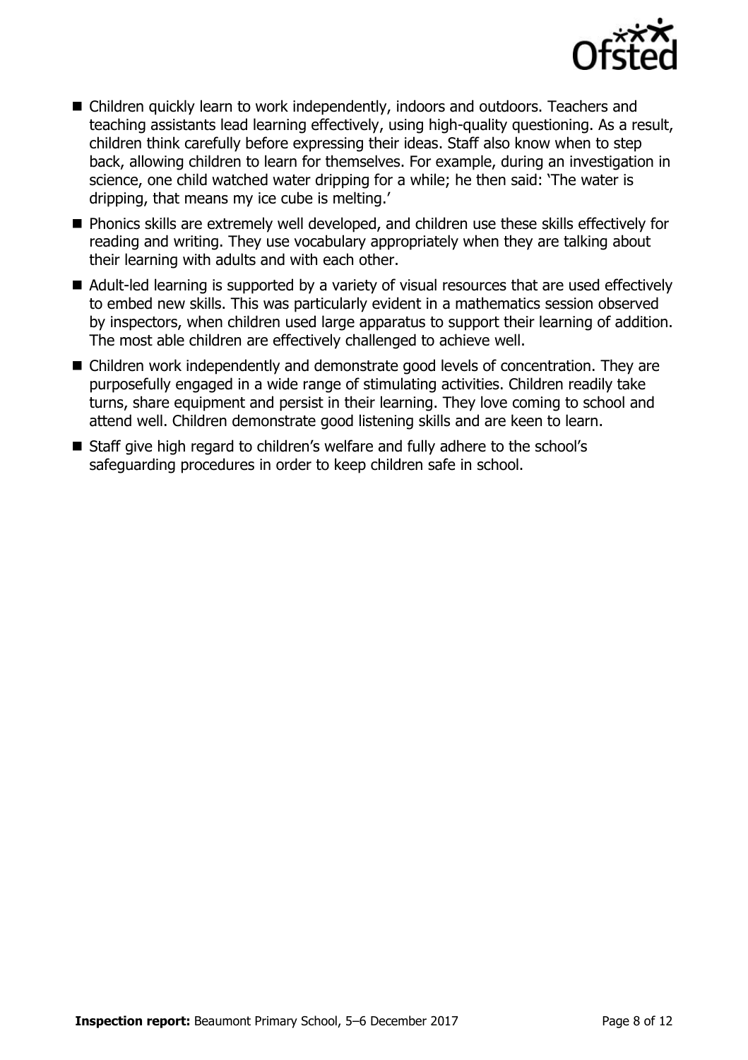- Children quickly learn to work independently, indoors and outdoors. Teachers and teaching assistants lead learning effectively, using high-quality questioning. As a result, children think carefully before expressing their ideas. Staff also know when to step back, allowing children to learn for themselves. For example, during an investigation in science, one child watched water dripping for a while; he then said: 'The water is dripping, that means my ice cube is melting.'
- Phonics skills are extremely well developed, and children use these skills effectively for reading and writing. They use vocabulary appropriately when they are talking about their learning with adults and with each other.
- Adult-led learning is supported by a variety of visual resources that are used effectively to embed new skills. This was particularly evident in a mathematics session observed by inspectors, when children used large apparatus to support their learning of addition. The most able children are effectively challenged to achieve well.
- Children work independently and demonstrate good levels of concentration. They are purposefully engaged in a wide range of stimulating activities. Children readily take turns, share equipment and persist in their learning. They love coming to school and attend well. Children demonstrate good listening skills and are keen to learn.
- Staff give high regard to children's welfare and fully adhere to the school's safeguarding procedures in order to keep children safe in school.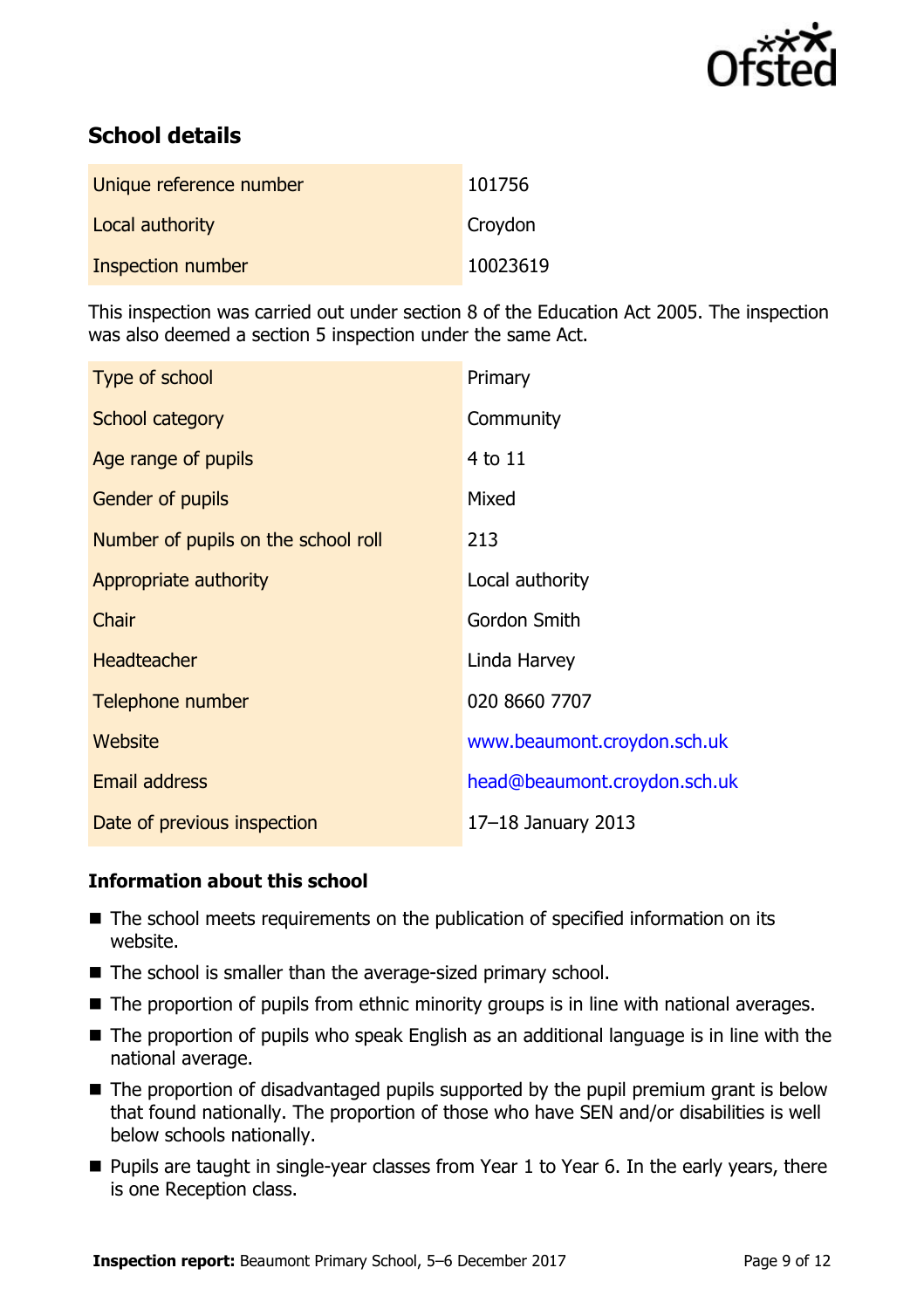## School details

| | |
|---|---|
| Unique reference number | 101756 |
| Local authority | Croydon |
| Inspection number | 10023619 |

This inspection was carried out under section 8 of the Education Act 2005. The inspection was also deemed a section 5 inspection under the same Act.

| | |
|---|---|
| Type of school | Primary |
| School category | Community |
| Age range of pupils | 4 to 11 |
| Gender of pupils | Mixed |
| Number of pupils on the school roll | 213 |
| Appropriate authority | Local authority |
| Chair | Gordon Smith |
| Headteacher | Linda Harvey |
| Telephone number | 020 8660 7707 |
| Website | www.beaumont.croydon.sch.uk |
| Email address | head@beaumont.croydon.sch.uk |
| Date of previous inspection | 17–18 January 2013 |

### Information about this school

- The school meets requirements on the publication of specified information on its website.
- The school is smaller than the average-sized primary school.
- The proportion of pupils from ethnic minority groups is in line with national averages.
- The proportion of pupils who speak English as an additional language is in line with the national average.
- The proportion of disadvantaged pupils supported by the pupil premium grant is below that found nationally. The proportion of those who have SEN and/or disabilities is well below schools nationally.
- Pupils are taught in single-year classes from Year 1 to Year 6. In the early years, there is one Reception class.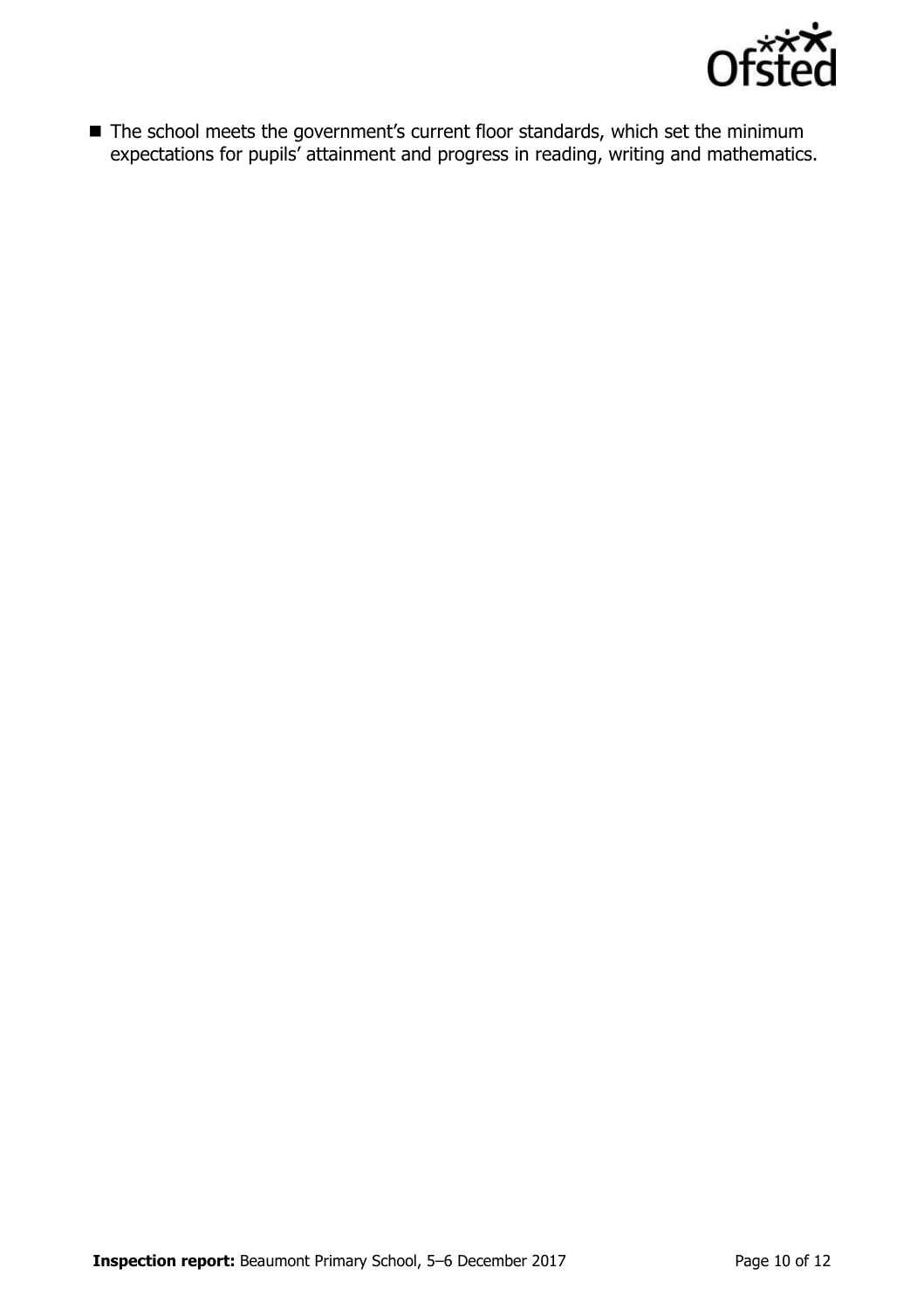- The school meets the government's current floor standards, which set the minimum expectations for pupils' attainment and progress in reading, writing and mathematics.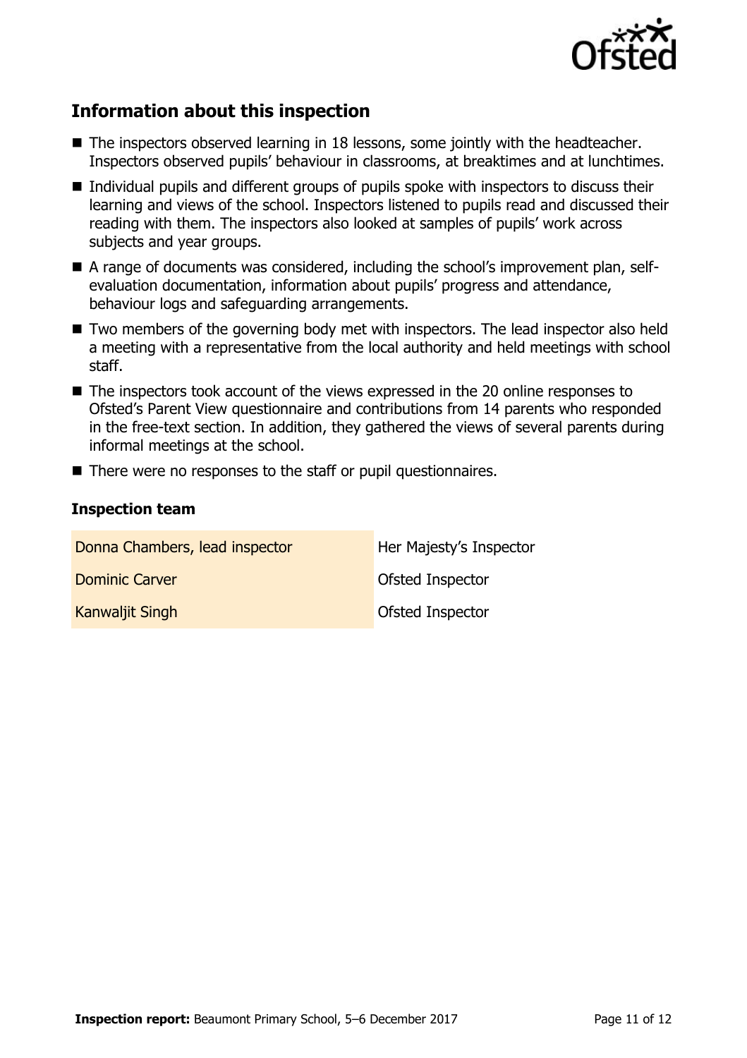## Information about this inspection

- The inspectors observed learning in 18 lessons, some jointly with the headteacher. Inspectors observed pupils' behaviour in classrooms, at breaktimes and at lunchtimes.
- Individual pupils and different groups of pupils spoke with inspectors to discuss their learning and views of the school. Inspectors listened to pupils read and discussed their reading with them. The inspectors also looked at samples of pupils' work across subjects and year groups.
- A range of documents was considered, including the school's improvement plan, self-evaluation documentation, information about pupils' progress and attendance, behaviour logs and safeguarding arrangements.
- Two members of the governing body met with inspectors. The lead inspector also held a meeting with a representative from the local authority and held meetings with school staff.
- The inspectors took account of the views expressed in the 20 online responses to Ofsted's Parent View questionnaire and contributions from 14 parents who responded in the free-text section. In addition, they gathered the views of several parents during informal meetings at the school.
- There were no responses to the staff or pupil questionnaires.

### Inspection team

| | |
|---|---|
| Donna Chambers, lead inspector | Her Majesty's Inspector |
| Dominic Carver | Ofsted Inspector |
| Kanwaljit Singh | Ofsted Inspector |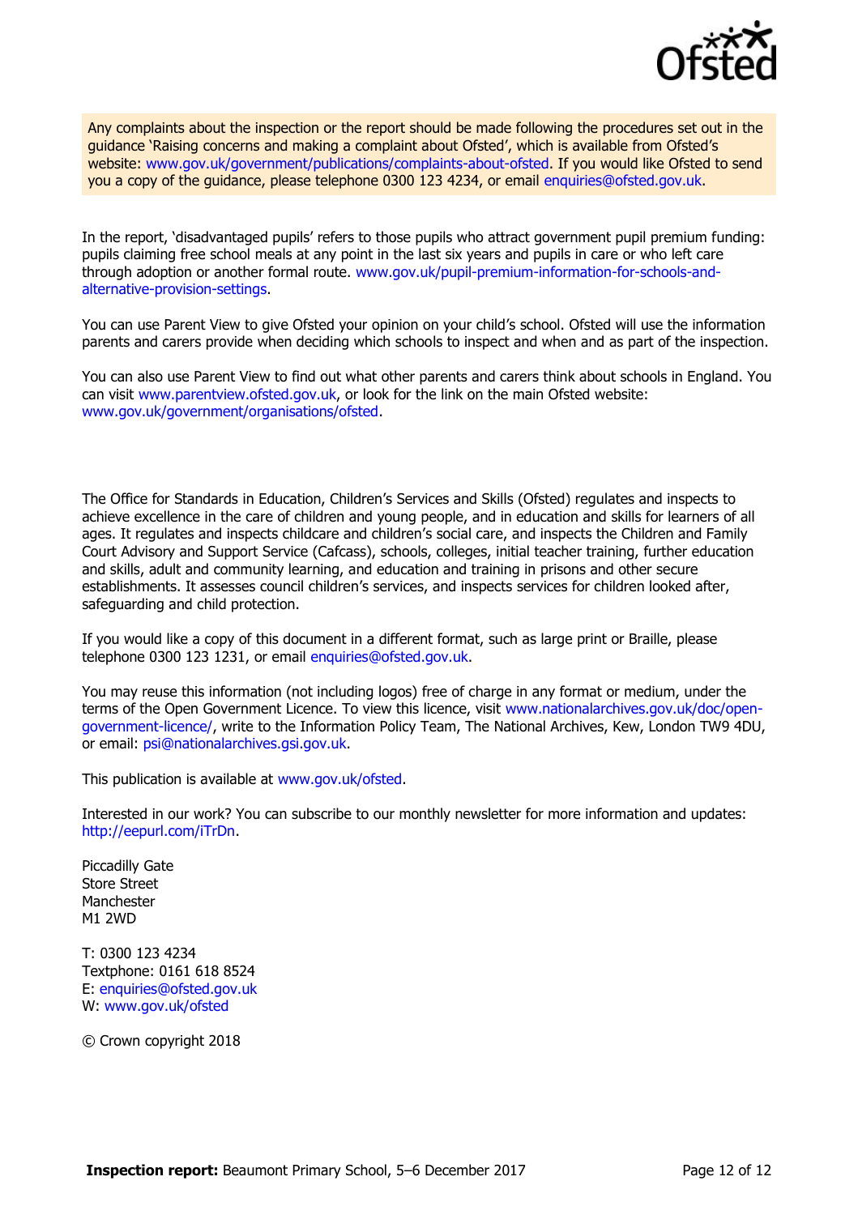Any complaints about the inspection or the report should be made following the procedures set out in the guidance 'Raising concerns and making a complaint about Ofsted', which is available from Ofsted's website: www.gov.uk/government/publications/complaints-about-ofsted. If you would like Ofsted to send you a copy of the guidance, please telephone 0300 123 4234, or email enquiries@ofsted.gov.uk.

In the report, 'disadvantaged pupils' refers to those pupils who attract government pupil premium funding: pupils claiming free school meals at any point in the last six years and pupils in care or who left care through adoption or another formal route. www.gov.uk/pupil-premium-information-for-schools-and-alternative-provision-settings.

You can use Parent View to give Ofsted your opinion on your child's school. Ofsted will use the information parents and carers provide when deciding which schools to inspect and when and as part of the inspection.

You can also use Parent View to find out what other parents and carers think about schools in England. You can visit www.parentview.ofsted.gov.uk, or look for the link on the main Ofsted website: www.gov.uk/government/organisations/ofsted.

The Office for Standards in Education, Children's Services and Skills (Ofsted) regulates and inspects to achieve excellence in the care of children and young people, and in education and skills for learners of all ages. It regulates and inspects childcare and children's social care, and inspects the Children and Family Court Advisory and Support Service (Cafcass), schools, colleges, initial teacher training, further education and skills, adult and community learning, and education and training in prisons and other secure establishments. It assesses council children's services, and inspects services for children looked after, safeguarding and child protection.

If you would like a copy of this document in a different format, such as large print or Braille, please telephone 0300 123 1231, or email enquiries@ofsted.gov.uk.

You may reuse this information (not including logos) free of charge in any format or medium, under the terms of the Open Government Licence. To view this licence, visit www.nationalarchives.gov.uk/doc/open-government-licence/, write to the Information Policy Team, The National Archives, Kew, London TW9 4DU, or email: psi@nationalarchives.gsi.gov.uk.

This publication is available at www.gov.uk/ofsted.

Interested in our work? You can subscribe to our monthly newsletter for more information and updates: http://eepurl.com/iTrDn.

Piccadilly Gate
Store Street
Manchester
M1 2WD

T: 0300 123 4234
Textphone: 0161 618 8524
E: enquiries@ofsted.gov.uk
W: www.gov.uk/ofsted

© Crown copyright 2018